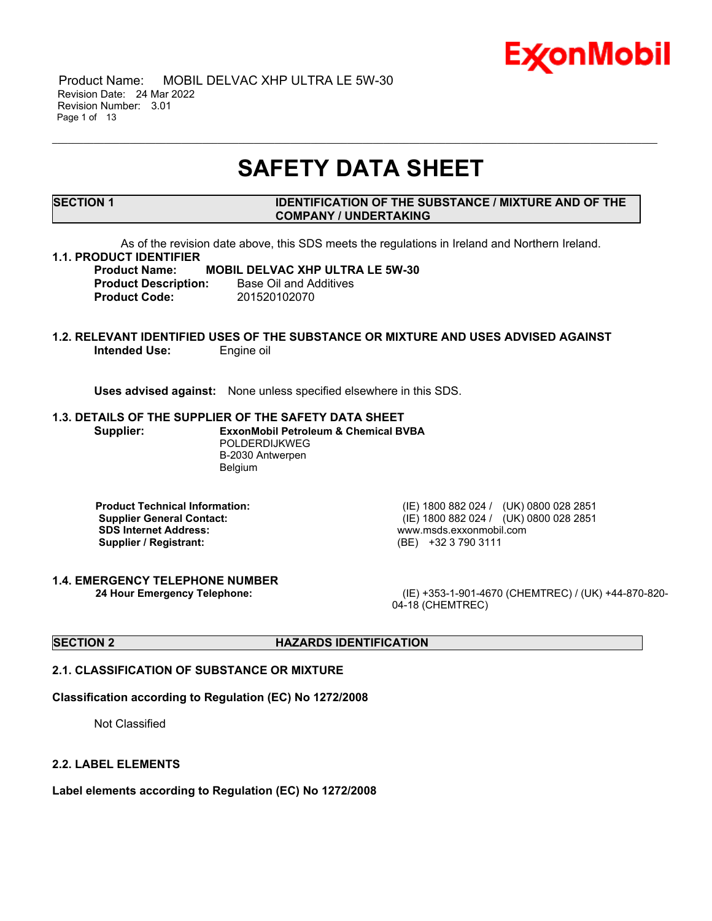# SAFETY DATA SHEET

## SECTION 1 IDENTIFICATION OF THE SUBSTANCE / MIXTURE AND OF THE COMPANY / UNDERTAKING

As of the revision date above, this SDS meets the regulations in Ireland and Northern Ireland.

### 1.1. PRODUCT IDENTIFIER

**Product Name:** **MOBIL DELVAC XHP ULTRA LE 5W-30**
**Product Description:** Base Oil and Additives
**Product Code:** 201520102070

### 1.2. RELEVANT IDENTIFIED USES OF THE SUBSTANCE OR MIXTURE AND USES ADVISED AGAINST

**Intended Use:** Engine oil

**Uses advised against:** None unless specified elsewhere in this SDS.

### 1.3. DETAILS OF THE SUPPLIER OF THE SAFETY DATA SHEET

**Supplier:** **ExxonMobil Petroleum & Chemical BVBA**
POLDERDIJKWEG
B-2030 Antwerpen
Belgium

| | |
|---|---|
| **Product Technical Information:** | (IE) 1800 882 024 / (UK) 0800 028 2851 |
| **Supplier General Contact:** | (IE) 1800 882 024 / (UK) 0800 028 2851 |
| **SDS Internet Address:** | www.msds.exxonmobil.com |
| **Supplier / Registrant:** | (BE) +32 3 790 3111 |

### 1.4. EMERGENCY TELEPHONE NUMBER

**24 Hour Emergency Telephone:** (IE) +353-1-901-4670 (CHEMTREC) / (UK) +44-870-820-04-18 (CHEMTREC)

## SECTION 2 HAZARDS IDENTIFICATION

### 2.1. CLASSIFICATION OF SUBSTANCE OR MIXTURE

**Classification according to Regulation (EC) No 1272/2008**

Not Classified

### 2.2. LABEL ELEMENTS

**Label elements according to Regulation (EC) No 1272/2008**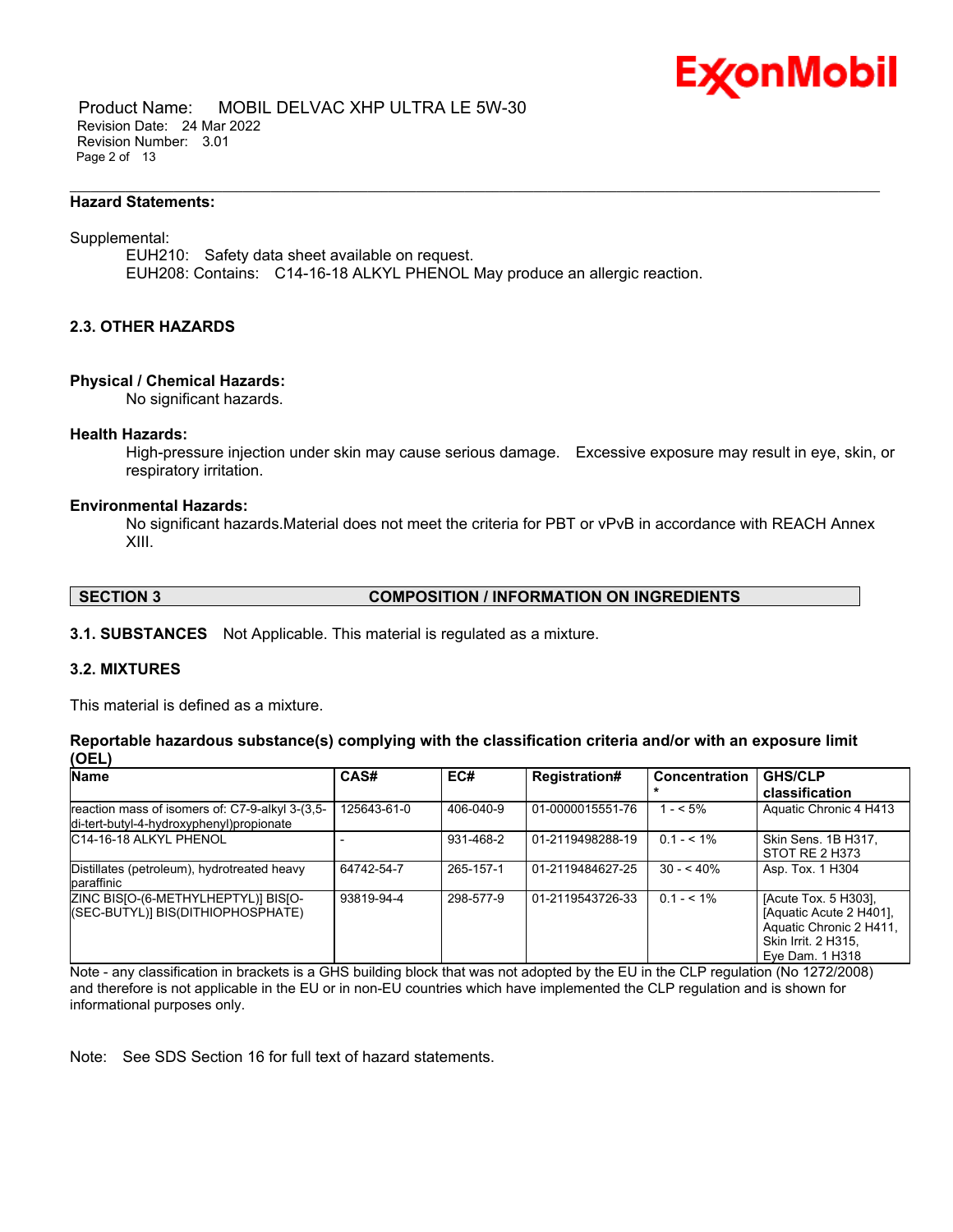**Hazard Statements:**

Supplemental:

EUH210: Safety data sheet available on request.
EUH208: Contains: C14-16-18 ALKYL PHENOL May produce an allergic reaction.

## 2.3. OTHER HAZARDS

**Physical / Chemical Hazards:**

No significant hazards.

**Health Hazards:**

High-pressure injection under skin may cause serious damage. Excessive exposure may result in eye, skin, or respiratory irritation.

**Environmental Hazards:**

No significant hazards.Material does not meet the criteria for PBT or vPvB in accordance with REACH Annex XIII.

## SECTION 3 COMPOSITION / INFORMATION ON INGREDIENTS

**3.1. SUBSTANCES** Not Applicable. This material is regulated as a mixture.

**3.2. MIXTURES**

This material is defined as a mixture.

**Reportable hazardous substance(s) complying with the classification criteria and/or with an exposure limit (OEL)**

| Name | CAS# | EC# | Registration# | Concentration* | GHS/CLP classification |
|---|---|---|---|---|---|
| reaction mass of isomers of: C7-9-alkyl 3-(3,5-di-tert-butyl-4-hydroxyphenyl)propionate | 125643-61-0 | 406-040-9 | 01-0000015551-76 | 1 - < 5% | Aquatic Chronic 4 H413 |
| C14-16-18 ALKYL PHENOL | - | 931-468-2 | 01-2119498288-19 | 0.1 - < 1% | Skin Sens. 1B H317, STOT RE 2 H373 |
| Distillates (petroleum), hydrotreated heavy paraffinic | 64742-54-7 | 265-157-1 | 01-2119484627-25 | 30 - < 40% | Asp. Tox. 1 H304 |
| ZINC BIS[O-(6-METHYLHEPTYL)] BIS[O-(SEC-BUTYL)] BIS(DITHIOPHOSPHATE) | 93819-94-4 | 298-577-9 | 01-2119543726-33 | 0.1 - < 1% | [Acute Tox. 5 H303], [Aquatic Acute 2 H401], Aquatic Chronic 2 H411, Skin Irrit. 2 H315, Eye Dam. 1 H318 |

Note - any classification in brackets is a GHS building block that was not adopted by the EU in the CLP regulation (No 1272/2008) and therefore is not applicable in the EU or in non-EU countries which have implemented the CLP regulation and is shown for informational purposes only.

Note: See SDS Section 16 for full text of hazard statements.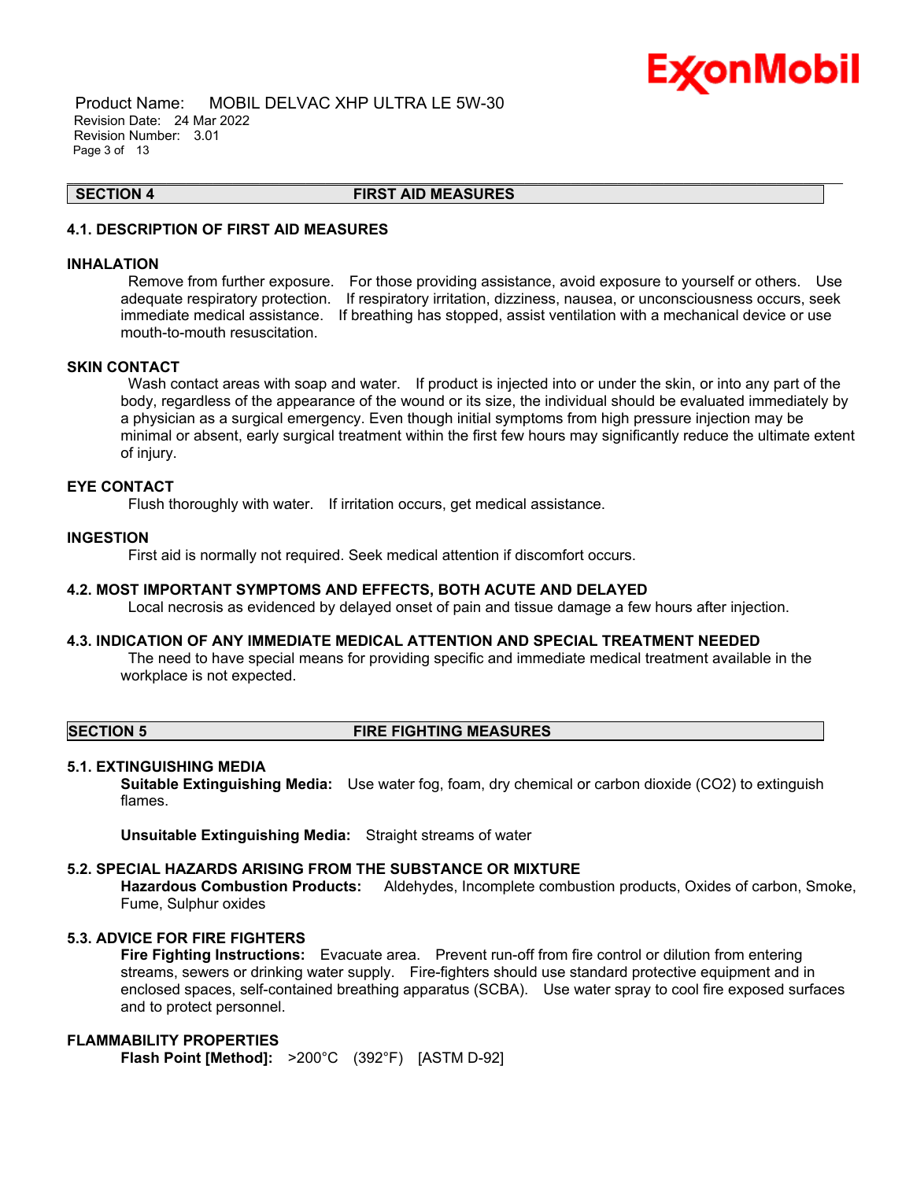## SECTION 4 FIRST AID MEASURES

### 4.1. DESCRIPTION OF FIRST AID MEASURES

**INHALATION**

Remove from further exposure. For those providing assistance, avoid exposure to yourself or others. Use adequate respiratory protection. If respiratory irritation, dizziness, nausea, or unconsciousness occurs, seek immediate medical assistance. If breathing has stopped, assist ventilation with a mechanical device or use mouth-to-mouth resuscitation.

**SKIN CONTACT**

Wash contact areas with soap and water. If product is injected into or under the skin, or into any part of the body, regardless of the appearance of the wound or its size, the individual should be evaluated immediately by a physician as a surgical emergency. Even though initial symptoms from high pressure injection may be minimal or absent, early surgical treatment within the first few hours may significantly reduce the ultimate extent of injury.

**EYE CONTACT**

Flush thoroughly with water. If irritation occurs, get medical assistance.

**INGESTION**

First aid is normally not required. Seek medical attention if discomfort occurs.

### 4.2. MOST IMPORTANT SYMPTOMS AND EFFECTS, BOTH ACUTE AND DELAYED

Local necrosis as evidenced by delayed onset of pain and tissue damage a few hours after injection.

### 4.3. INDICATION OF ANY IMMEDIATE MEDICAL ATTENTION AND SPECIAL TREATMENT NEEDED

The need to have special means for providing specific and immediate medical treatment available in the workplace is not expected.

## SECTION 5 FIRE FIGHTING MEASURES

### 5.1. EXTINGUISHING MEDIA

**Suitable Extinguishing Media:** Use water fog, foam, dry chemical or carbon dioxide ($CO_2$) to extinguish flames.

**Unsuitable Extinguishing Media:** Straight streams of water

### 5.2. SPECIAL HAZARDS ARISING FROM THE SUBSTANCE OR MIXTURE

**Hazardous Combustion Products:** Aldehydes, Incomplete combustion products, Oxides of carbon, Smoke, Fume, Sulphur oxides

### 5.3. ADVICE FOR FIRE FIGHTERS

**Fire Fighting Instructions:** Evacuate area. Prevent run-off from fire control or dilution from entering streams, sewers or drinking water supply. Fire-fighters should use standard protective equipment and in enclosed spaces, self-contained breathing apparatus (SCBA). Use water spray to cool fire exposed surfaces and to protect personnel.

**FLAMMABILITY PROPERTIES**

**Flash Point [Method]:** >200°C (392°F) [ASTM D-92]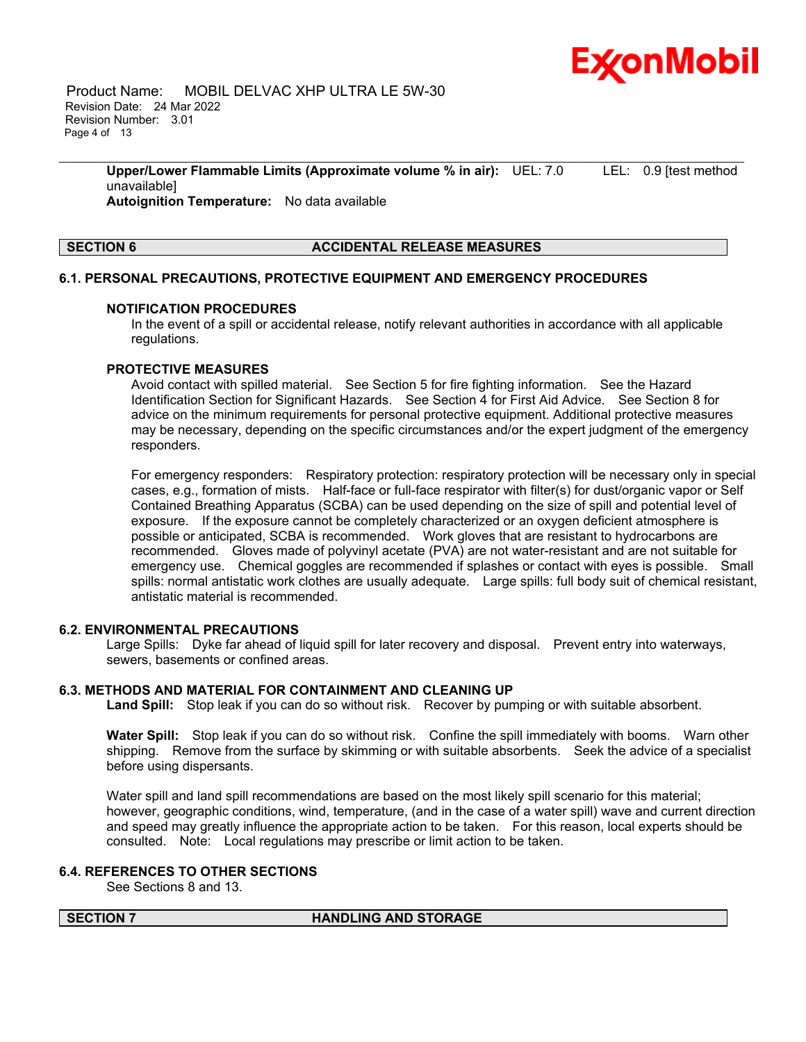**Upper/Lower Flammable Limits (Approximate volume % in air):** UEL: 7.0 LEL: 0.9 [test method unavailable]

**Autoignition Temperature:** No data available

## SECTION 6 ACCIDENTAL RELEASE MEASURES

### 6.1. PERSONAL PRECAUTIONS, PROTECTIVE EQUIPMENT AND EMERGENCY PROCEDURES

**NOTIFICATION PROCEDURES**

In the event of a spill or accidental release, notify relevant authorities in accordance with all applicable regulations.

**PROTECTIVE MEASURES**

Avoid contact with spilled material. See Section 5 for fire fighting information. See the Hazard Identification Section for Significant Hazards. See Section 4 for First Aid Advice. See Section 8 for advice on the minimum requirements for personal protective equipment. Additional protective measures may be necessary, depending on the specific circumstances and/or the expert judgment of the emergency responders.

For emergency responders: Respiratory protection: respiratory protection will be necessary only in special cases, e.g., formation of mists. Half-face or full-face respirator with filter(s) for dust/organic vapor or Self Contained Breathing Apparatus (SCBA) can be used depending on the size of spill and potential level of exposure. If the exposure cannot be completely characterized or an oxygen deficient atmosphere is possible or anticipated, SCBA is recommended. Work gloves that are resistant to hydrocarbons are recommended. Gloves made of polyvinyl acetate (PVA) are not water-resistant and are not suitable for emergency use. Chemical goggles are recommended if splashes or contact with eyes is possible. Small spills: normal antistatic work clothes are usually adequate. Large spills: full body suit of chemical resistant, antistatic material is recommended.

### 6.2. ENVIRONMENTAL PRECAUTIONS

Large Spills: Dyke far ahead of liquid spill for later recovery and disposal. Prevent entry into waterways, sewers, basements or confined areas.

### 6.3. METHODS AND MATERIAL FOR CONTAINMENT AND CLEANING UP

**Land Spill:** Stop leak if you can do so without risk. Recover by pumping or with suitable absorbent.

**Water Spill:** Stop leak if you can do so without risk. Confine the spill immediately with booms. Warn other shipping. Remove from the surface by skimming or with suitable absorbents. Seek the advice of a specialist before using dispersants.

Water spill and land spill recommendations are based on the most likely spill scenario for this material; however, geographic conditions, wind, temperature, (and in the case of a water spill) wave and current direction and speed may greatly influence the appropriate action to be taken. For this reason, local experts should be consulted. Note: Local regulations may prescribe or limit action to be taken.

### 6.4. REFERENCES TO OTHER SECTIONS

See Sections 8 and 13.

## SECTION 7 HANDLING AND STORAGE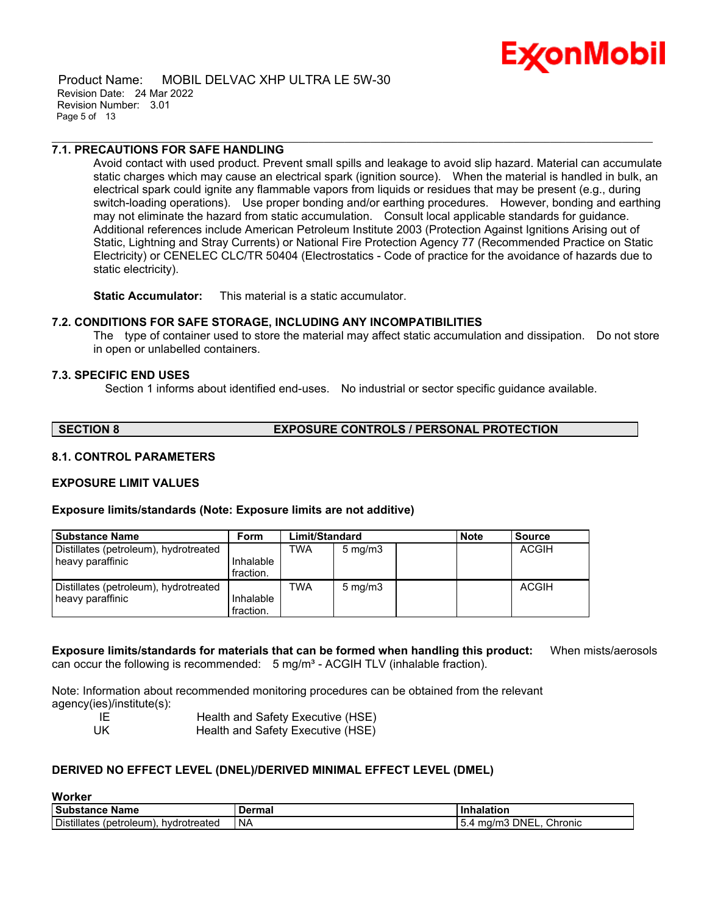### 7.1. PRECAUTIONS FOR SAFE HANDLING

Avoid contact with used product. Prevent small spills and leakage to avoid slip hazard. Material can accumulate static charges which may cause an electrical spark (ignition source). When the material is handled in bulk, an electrical spark could ignite any flammable vapors from liquids or residues that may be present (e.g., during switch-loading operations). Use proper bonding and/or earthing procedures. However, bonding and earthing may not eliminate the hazard from static accumulation. Consult local applicable standards for guidance. Additional references include American Petroleum Institute 2003 (Protection Against Ignitions Arising out of Static, Lightning and Stray Currents) or National Fire Protection Agency 77 (Recommended Practice on Static Electricity) or CENELEC CLC/TR 50404 (Electrostatics - Code of practice for the avoidance of hazards due to static electricity).

**Static Accumulator:** This material is a static accumulator.

### 7.2. CONDITIONS FOR SAFE STORAGE, INCLUDING ANY INCOMPATIBILITIES

The type of container used to store the material may affect static accumulation and dissipation. Do not store in open or unlabelled containers.

### 7.3. SPECIFIC END USES

Section 1 informs about identified end-uses. No industrial or sector specific guidance available.

## SECTION 8 EXPOSURE CONTROLS / PERSONAL PROTECTION

### 8.1. CONTROL PARAMETERS

**EXPOSURE LIMIT VALUES**

**Exposure limits/standards (Note: Exposure limits are not additive)**

| Substance Name | Form | Limit/Standard | | | Note | Source |
|---|---|---|---|---|---|---|
| Distillates (petroleum), hydrotreated heavy paraffinic | Inhalable fraction. | TWA | 5 mg/m3 | | | ACGIH |
| Distillates (petroleum), hydrotreated heavy paraffinic | Inhalable fraction. | TWA | 5 mg/m3 | | | ACGIH |

**Exposure limits/standards for materials that can be formed when handling this product:** When mists/aerosols can occur the following is recommended: 5 mg/m³ - ACGIH TLV (inhalable fraction).

Note: Information about recommended monitoring procedures can be obtained from the relevant agency(ies)/institute(s):

| | |
|---|---|
| IE | Health and Safety Executive (HSE) |
| UK | Health and Safety Executive (HSE) |

### DERIVED NO EFFECT LEVEL (DNEL)/DERIVED MINIMAL EFFECT LEVEL (DMEL)

**Worker**

| Substance Name | Dermal | Inhalation |
|---|---|---|
| Distillates (petroleum), hydrotreated | NA | 5.4 mg/m3 DNEL, Chronic |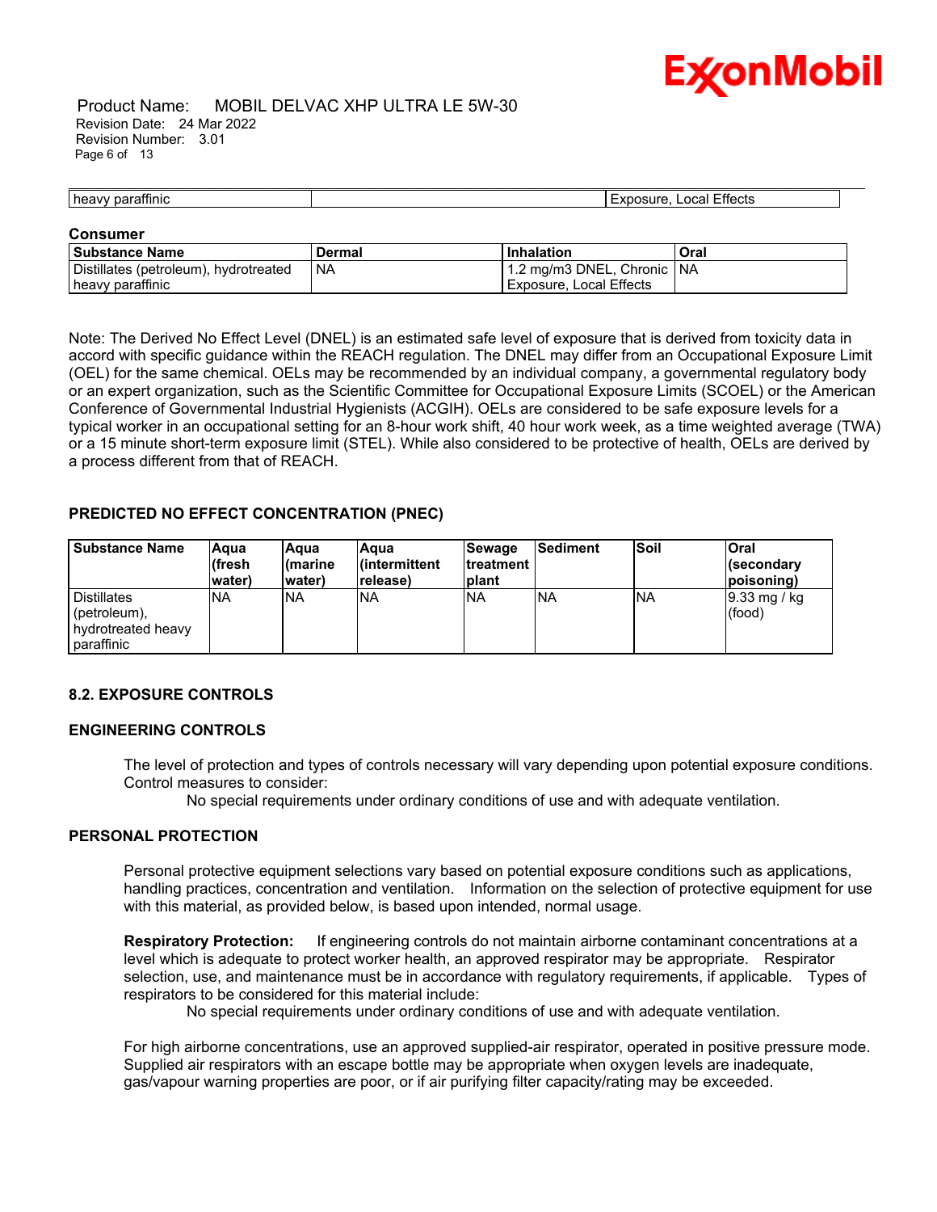| heavy paraffinic | | Exposure, Local Effects |
|---|---|---|

**Consumer**

| Substance Name | Dermal | Inhalation | Oral |
|---|---|---|---|
| Distillates (petroleum), hydrotreated heavy paraffinic | NA | 1.2 mg/m3 DNEL, Chronic Exposure, Local Effects | NA |

Note: The Derived No Effect Level (DNEL) is an estimated safe level of exposure that is derived from toxicity data in accord with specific guidance within the REACH regulation. The DNEL may differ from an Occupational Exposure Limit (OEL) for the same chemical. OELs may be recommended by an individual company, a governmental regulatory body or an expert organization, such as the Scientific Committee for Occupational Exposure Limits (SCOEL) or the American Conference of Governmental Industrial Hygienists (ACGIH). OELs are considered to be safe exposure levels for a typical worker in an occupational setting for an 8-hour work shift, 40 hour work week, as a time weighted average (TWA) or a 15 minute short-term exposure limit (STEL). While also considered to be protective of health, OELs are derived by a process different from that of REACH.

**PREDICTED NO EFFECT CONCENTRATION (PNEC)**

| Substance Name | Aqua (fresh water) | Aqua (marine water) | Aqua (intermittent release) | Sewage treatment plant | Sediment | Soil | Oral (secondary poisoning) |
|---|---|---|---|---|---|---|---|
| Distillates (petroleum), hydrotreated heavy paraffinic | NA | NA | NA | NA | NA | NA | 9.33 mg / kg (food) |

## 8.2. EXPOSURE CONTROLS

### ENGINEERING CONTROLS

The level of protection and types of controls necessary will vary depending upon potential exposure conditions. Control measures to consider:

No special requirements under ordinary conditions of use and with adequate ventilation.

### PERSONAL PROTECTION

Personal protective equipment selections vary based on potential exposure conditions such as applications, handling practices, concentration and ventilation. Information on the selection of protective equipment for use with this material, as provided below, is based upon intended, normal usage.

**Respiratory Protection:** If engineering controls do not maintain airborne contaminant concentrations at a level which is adequate to protect worker health, an approved respirator may be appropriate. Respirator selection, use, and maintenance must be in accordance with regulatory requirements, if applicable. Types of respirators to be considered for this material include:

No special requirements under ordinary conditions of use and with adequate ventilation.

For high airborne concentrations, use an approved supplied-air respirator, operated in positive pressure mode. Supplied air respirators with an escape bottle may be appropriate when oxygen levels are inadequate, gas/vapour warning properties are poor, or if air purifying filter capacity/rating may be exceeded.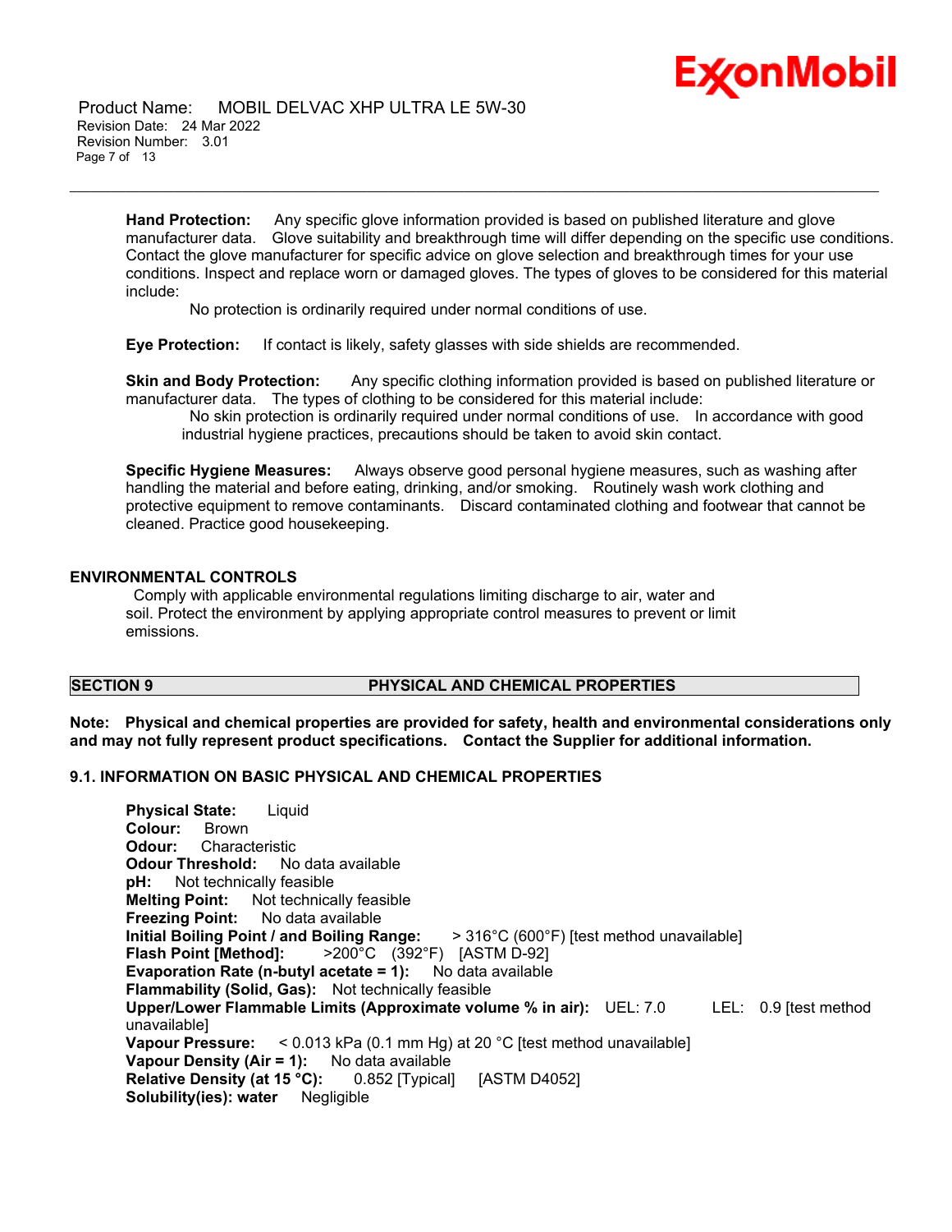**Hand Protection:** Any specific glove information provided is based on published literature and glove manufacturer data. Glove suitability and breakthrough time will differ depending on the specific use conditions. Contact the glove manufacturer for specific advice on glove selection and breakthrough times for your use conditions. Inspect and replace worn or damaged gloves. The types of gloves to be considered for this material include:

No protection is ordinarily required under normal conditions of use.

**Eye Protection:** If contact is likely, safety glasses with side shields are recommended.

**Skin and Body Protection:** Any specific clothing information provided is based on published literature or manufacturer data. The types of clothing to be considered for this material include:

No skin protection is ordinarily required under normal conditions of use. In accordance with good industrial hygiene practices, precautions should be taken to avoid skin contact.

**Specific Hygiene Measures:** Always observe good personal hygiene measures, such as washing after handling the material and before eating, drinking, and/or smoking. Routinely wash work clothing and protective equipment to remove contaminants. Discard contaminated clothing and footwear that cannot be cleaned. Practice good housekeeping.

## ENVIRONMENTAL CONTROLS

Comply with applicable environmental regulations limiting discharge to air, water and soil. Protect the environment by applying appropriate control measures to prevent or limit emissions.

## SECTION 9 PHYSICAL AND CHEMICAL PROPERTIES

**Note: Physical and chemical properties are provided for safety, health and environmental considerations only and may not fully represent product specifications. Contact the Supplier for additional information.**

### 9.1. INFORMATION ON BASIC PHYSICAL AND CHEMICAL PROPERTIES

**Physical State:** Liquid
**Colour:** Brown
**Odour:** Characteristic
**Odour Threshold:** No data available
**pH:** Not technically feasible
**Melting Point:** Not technically feasible
**Freezing Point:** No data available
**Initial Boiling Point / and Boiling Range:** > 316°C (600°F) [test method unavailable]
**Flash Point [Method]:** >200°C (392°F) [ASTM D-92]
**Evaporation Rate (n-butyl acetate = 1):** No data available
**Flammability (Solid, Gas):** Not technically feasible
**Upper/Lower Flammable Limits (Approximate volume % in air):** UEL: 7.0 LEL: 0.9 [test method unavailable]
**Vapour Pressure:** < 0.013 kPa (0.1 mm Hg) at 20 °C [test method unavailable]
**Vapour Density (Air = 1):** No data available
**Relative Density (at 15 °C):** 0.852 [Typical] [ASTM D4052]
**Solubility(ies): water** Negligible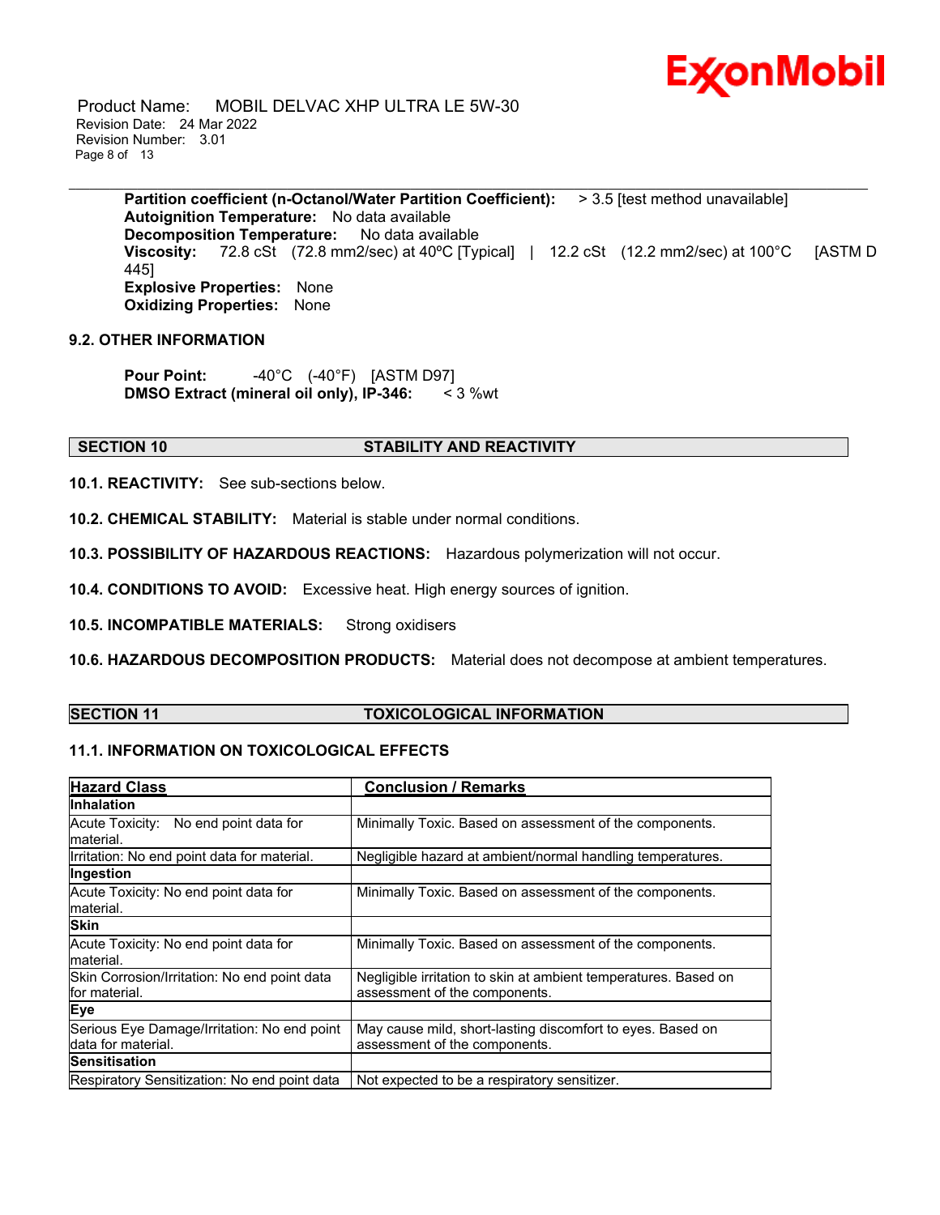**Partition coefficient (n-Octanol/Water Partition Coefficient):** > 3.5 [test method unavailable]
**Autoignition Temperature:** No data available
**Decomposition Temperature:** No data available
**Viscosity:** 72.8 cSt (72.8 mm2/sec) at 40ºC [Typical] | 12.2 cSt (12.2 mm2/sec) at 100°C [ASTM D 445]
**Explosive Properties:** None
**Oxidizing Properties:** None

### 9.2. OTHER INFORMATION

**Pour Point:** -40°C (-40°F) [ASTM D97]
**DMSO Extract (mineral oil only), IP-346:** < 3 %wt

## SECTION 10 STABILITY AND REACTIVITY

**10.1. REACTIVITY:** See sub-sections below.

**10.2. CHEMICAL STABILITY:** Material is stable under normal conditions.

**10.3. POSSIBILITY OF HAZARDOUS REACTIONS:** Hazardous polymerization will not occur.

**10.4. CONDITIONS TO AVOID:** Excessive heat. High energy sources of ignition.

**10.5. INCOMPATIBLE MATERIALS:** Strong oxidisers

**10.6. HAZARDOUS DECOMPOSITION PRODUCTS:** Material does not decompose at ambient temperatures.

## SECTION 11 TOXICOLOGICAL INFORMATION

### 11.1. INFORMATION ON TOXICOLOGICAL EFFECTS

| Hazard Class | Conclusion / Remarks |
|---|---|
| **Inhalation** | |
| Acute Toxicity: No end point data for material. | Minimally Toxic. Based on assessment of the components. |
| Irritation: No end point data for material. | Negligible hazard at ambient/normal handling temperatures. |
| **Ingestion** | |
| Acute Toxicity: No end point data for material. | Minimally Toxic. Based on assessment of the components. |
| **Skin** | |
| Acute Toxicity: No end point data for material. | Minimally Toxic. Based on assessment of the components. |
| Skin Corrosion/Irritation: No end point data for material. | Negligible irritation to skin at ambient temperatures. Based on assessment of the components. |
| **Eye** | |
| Serious Eye Damage/Irritation: No end point data for material. | May cause mild, short-lasting discomfort to eyes. Based on assessment of the components. |
| **Sensitisation** | |
| Respiratory Sensitization: No end point data | Not expected to be a respiratory sensitizer. |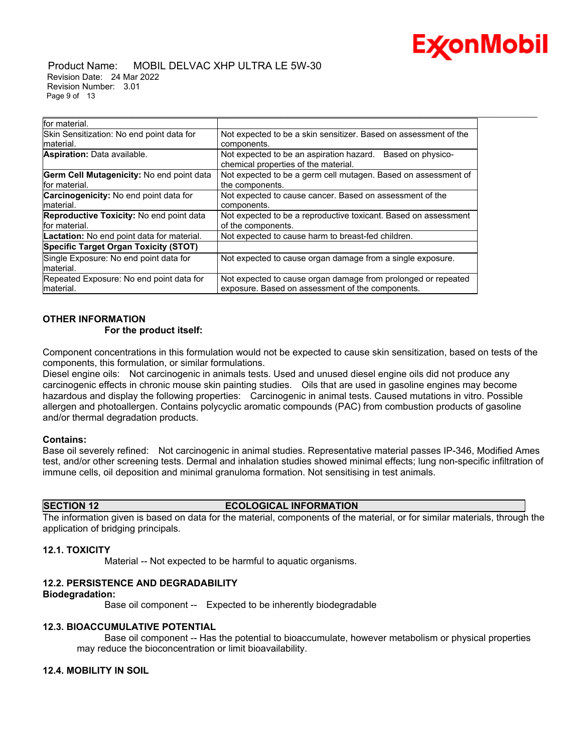| | |
|---|---|
| for material. | |
| Skin Sensitization: No end point data for material. | Not expected to be a skin sensitizer. Based on assessment of the components. |
| **Aspiration:** Data available. | Not expected to be an aspiration hazard. Based on physico-chemical properties of the material. |
| **Germ Cell Mutagenicity:** No end point data for material. | Not expected to be a germ cell mutagen. Based on assessment of the components. |
| **Carcinogenicity:** No end point data for material. | Not expected to cause cancer. Based on assessment of the components. |
| **Reproductive Toxicity:** No end point data for material. | Not expected to be a reproductive toxicant. Based on assessment of the components. |
| **Lactation:** No end point data for material. | Not expected to cause harm to breast-fed children. |
| **Specific Target Organ Toxicity (STOT)** | |
| Single Exposure: No end point data for material. | Not expected to cause organ damage from a single exposure. |
| Repeated Exposure: No end point data for material. | Not expected to cause organ damage from prolonged or repeated exposure. Based on assessment of the components. |

**OTHER INFORMATION**

**For the product itself:**

Component concentrations in this formulation would not be expected to cause skin sensitization, based on tests of the components, this formulation, or similar formulations.
Diesel engine oils: Not carcinogenic in animals tests. Used and unused diesel engine oils did not produce any carcinogenic effects in chronic mouse skin painting studies. Oils that are used in gasoline engines may become hazardous and display the following properties: Carcinogenic in animal tests. Caused mutations in vitro. Possible allergen and photoallergen. Contains polycyclic aromatic compounds (PAC) from combustion products of gasoline and/or thermal degradation products.

**Contains:**
Base oil severely refined: Not carcinogenic in animal studies. Representative material passes IP-346, Modified Ames test, and/or other screening tests. Dermal and inhalation studies showed minimal effects; lung non-specific infiltration of immune cells, oil deposition and minimal granuloma formation. Not sensitising in test animals.

## SECTION 12 ECOLOGICAL INFORMATION

The information given is based on data for the material, components of the material, or for similar materials, through the application of bridging principals.

### 12.1. TOXICITY

Material -- Not expected to be harmful to aquatic organisms.

### 12.2. PERSISTENCE AND DEGRADABILITY

**Biodegradation:**

Base oil component -- Expected to be inherently biodegradable

### 12.3. BIOACCUMULATIVE POTENTIAL

Base oil component -- Has the potential to bioaccumulate, however metabolism or physical properties may reduce the bioconcentration or limit bioavailability.

### 12.4. MOBILITY IN SOIL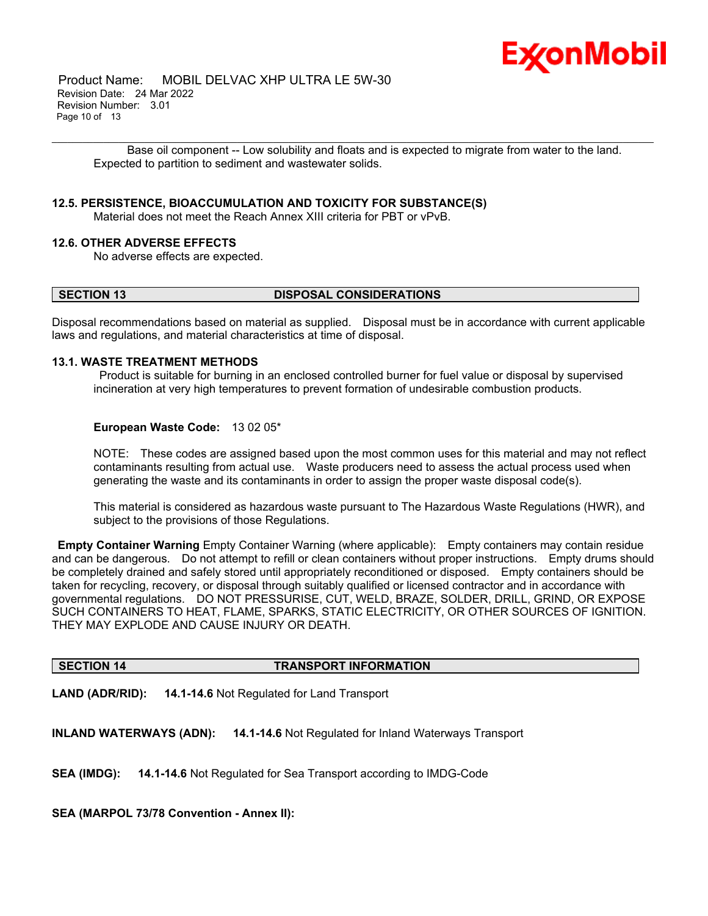Base oil component -- Low solubility and floats and is expected to migrate from water to the land. Expected to partition to sediment and wastewater solids.

### 12.5. PERSISTENCE, BIOACCUMULATION AND TOXICITY FOR SUBSTANCE(S)

Material does not meet the Reach Annex XIII criteria for PBT or vPvB.

### 12.6. OTHER ADVERSE EFFECTS

No adverse effects are expected.

## SECTION 13 DISPOSAL CONSIDERATIONS

Disposal recommendations based on material as supplied. Disposal must be in accordance with current applicable laws and regulations, and material characteristics at time of disposal.

### 13.1. WASTE TREATMENT METHODS

Product is suitable for burning in an enclosed controlled burner for fuel value or disposal by supervised incineration at very high temperatures to prevent formation of undesirable combustion products.

**European Waste Code:** 13 02 05*

NOTE: These codes are assigned based upon the most common uses for this material and may not reflect contaminants resulting from actual use. Waste producers need to assess the actual process used when generating the waste and its contaminants in order to assign the proper waste disposal code(s).

This material is considered as hazardous waste pursuant to The Hazardous Waste Regulations (HWR), and subject to the provisions of those Regulations.

**Empty Container Warning** Empty Container Warning (where applicable): Empty containers may contain residue and can be dangerous. Do not attempt to refill or clean containers without proper instructions. Empty drums should be completely drained and safely stored until appropriately reconditioned or disposed. Empty containers should be taken for recycling, recovery, or disposal through suitably qualified or licensed contractor and in accordance with governmental regulations. DO NOT PRESSURISE, CUT, WELD, BRAZE, SOLDER, DRILL, GRIND, OR EXPOSE SUCH CONTAINERS TO HEAT, FLAME, SPARKS, STATIC ELECTRICITY, OR OTHER SOURCES OF IGNITION. THEY MAY EXPLODE AND CAUSE INJURY OR DEATH.

## SECTION 14 TRANSPORT INFORMATION

**LAND (ADR/RID):** **14.1-14.6** Not Regulated for Land Transport

**INLAND WATERWAYS (ADN):** **14.1-14.6** Not Regulated for Inland Waterways Transport

**SEA (IMDG):** **14.1-14.6** Not Regulated for Sea Transport according to IMDG-Code

**SEA (MARPOL 73/78 Convention - Annex II):**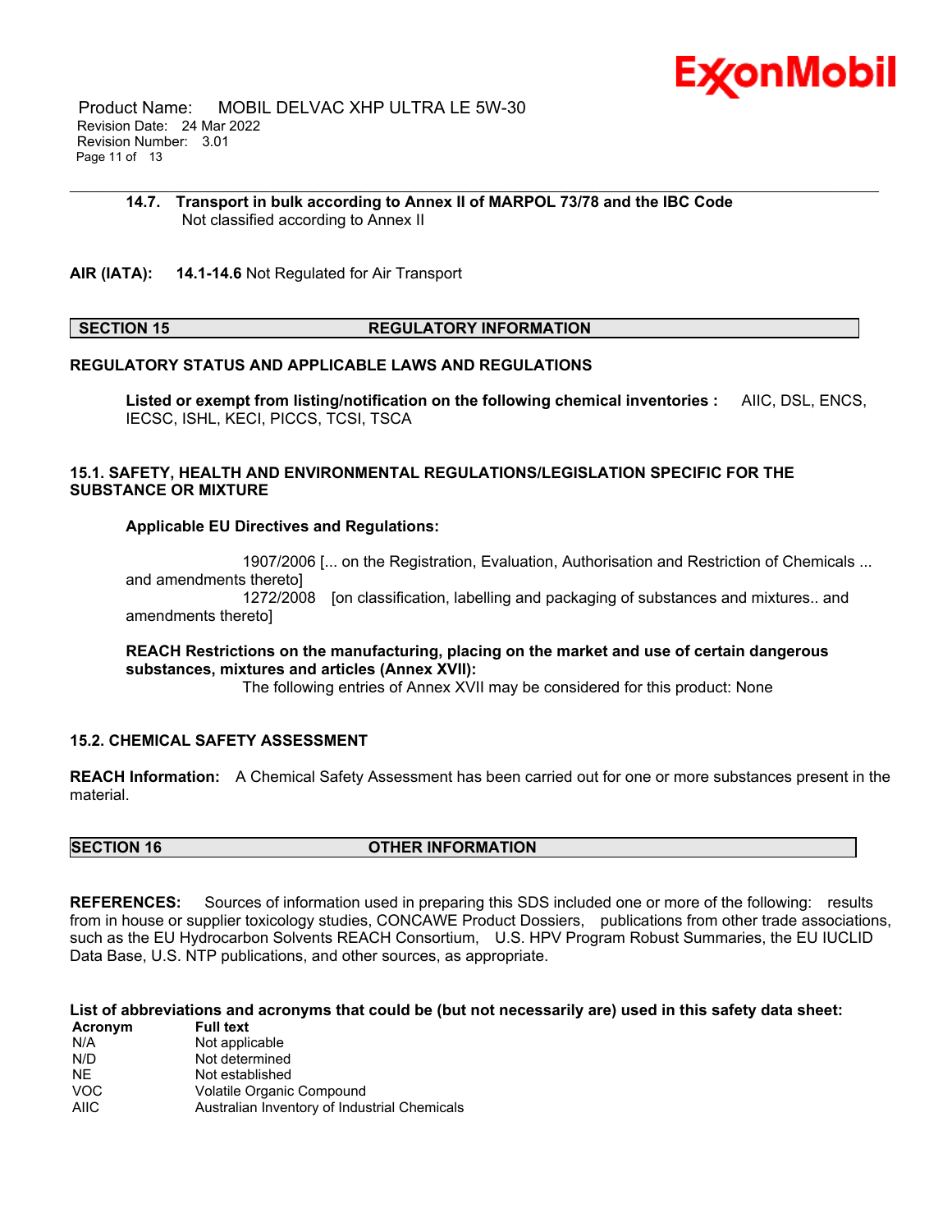**14.7. Transport in bulk according to Annex II of MARPOL 73/78 and the IBC Code**
Not classified according to Annex II

**AIR (IATA):** **14.1-14.6** Not Regulated for Air Transport

## SECTION 15 REGULATORY INFORMATION

### REGULATORY STATUS AND APPLICABLE LAWS AND REGULATIONS

**Listed or exempt from listing/notification on the following chemical inventories :** AIIC, DSL, ENCS, IECSC, ISHL, KECI, PICCS, TCSI, TSCA

### 15.1. SAFETY, HEALTH AND ENVIRONMENTAL REGULATIONS/LEGISLATION SPECIFIC FOR THE SUBSTANCE OR MIXTURE

**Applicable EU Directives and Regulations:**

1907/2006 [... on the Registration, Evaluation, Authorisation and Restriction of Chemicals ... and amendments thereto]
1272/2008 [on classification, labelling and packaging of substances and mixtures.. and amendments thereto]

**REACH Restrictions on the manufacturing, placing on the market and use of certain dangerous substances, mixtures and articles (Annex XVII):**
The following entries of Annex XVII may be considered for this product: None

### 15.2. CHEMICAL SAFETY ASSESSMENT

**REACH Information:** A Chemical Safety Assessment has been carried out for one or more substances present in the material.

## SECTION 16 OTHER INFORMATION

**REFERENCES:** Sources of information used in preparing this SDS included one or more of the following: results from in house or supplier toxicology studies, CONCAWE Product Dossiers, publications from other trade associations, such as the EU Hydrocarbon Solvents REACH Consortium, U.S. HPV Program Robust Summaries, the EU IUCLID Data Base, U.S. NTP publications, and other sources, as appropriate.

**List of abbreviations and acronyms that could be (but not necessarily are) used in this safety data sheet:**

| Acronym | Full text |
|---|---|
| N/A | Not applicable |
| N/D | Not determined |
| NE | Not established |
| VOC | Volatile Organic Compound |
| AIIC | Australian Inventory of Industrial Chemicals |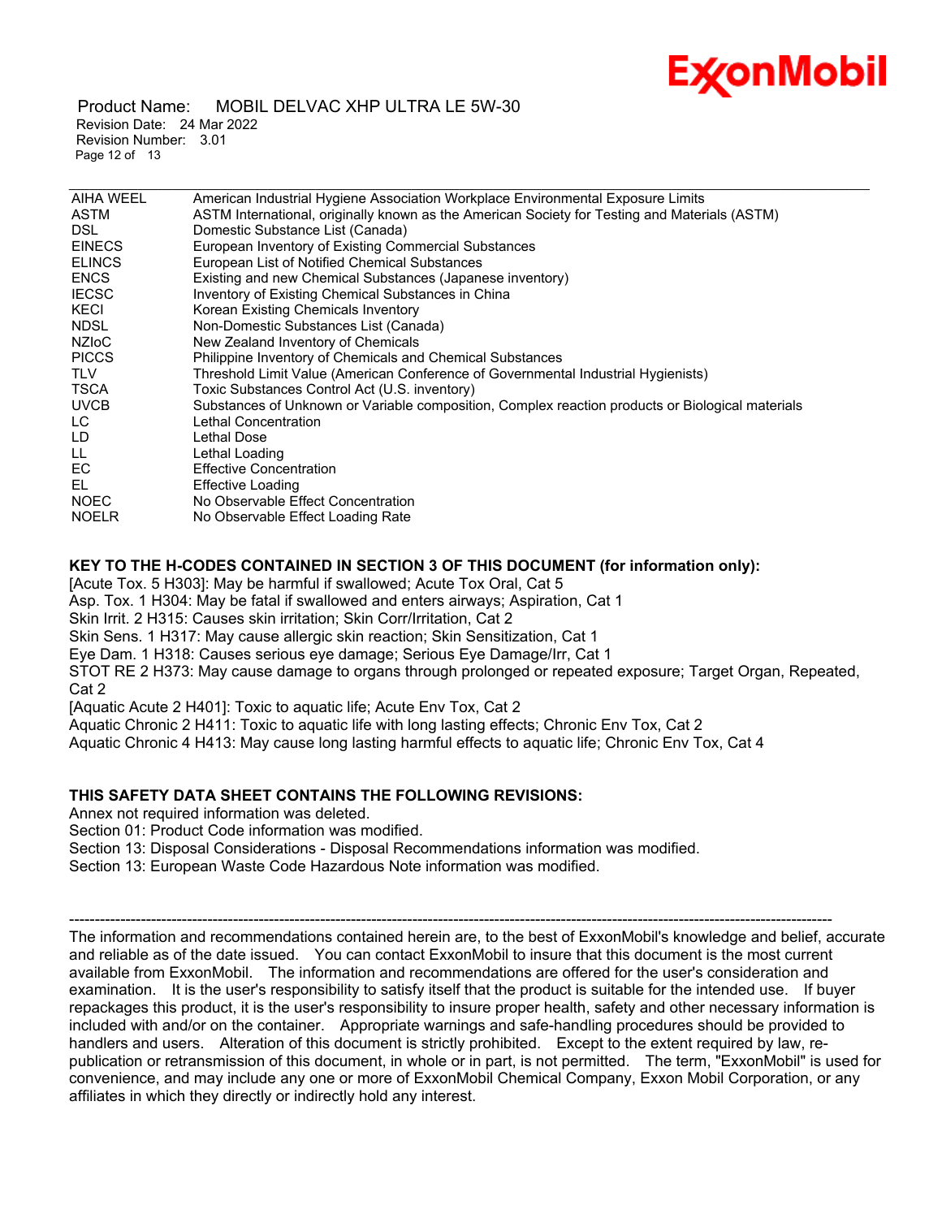| | |
|---|---|
| AIHA WEEL | American Industrial Hygiene Association Workplace Environmental Exposure Limits |
| ASTM | ASTM International, originally known as the American Society for Testing and Materials (ASTM) |
| DSL | Domestic Substance List (Canada) |
| EINECS | European Inventory of Existing Commercial Substances |
| ELINCS | European List of Notified Chemical Substances |
| ENCS | Existing and new Chemical Substances (Japanese inventory) |
| IECSC | Inventory of Existing Chemical Substances in China |
| KECI | Korean Existing Chemicals Inventory |
| NDSL | Non-Domestic Substances List (Canada) |
| NZIoC | New Zealand Inventory of Chemicals |
| PICCS | Philippine Inventory of Chemicals and Chemical Substances |
| TLV | Threshold Limit Value (American Conference of Governmental Industrial Hygienists) |
| TSCA | Toxic Substances Control Act (U.S. inventory) |
| UVCB | Substances of Unknown or Variable composition, Complex reaction products or Biological materials |
| LC | Lethal Concentration |
| LD | Lethal Dose |
| LL | Lethal Loading |
| EC | Effective Concentration |
| EL | Effective Loading |
| NOEC | No Observable Effect Concentration |
| NOELR | No Observable Effect Loading Rate |

**KEY TO THE H-CODES CONTAINED IN SECTION 3 OF THIS DOCUMENT (for information only):**

[Acute Tox. 5 H303]: May be harmful if swallowed; Acute Tox Oral, Cat 5

Asp. Tox. 1 H304: May be fatal if swallowed and enters airways; Aspiration, Cat 1

Skin Irrit. 2 H315: Causes skin irritation; Skin Corr/Irritation, Cat 2

Skin Sens. 1 H317: May cause allergic skin reaction; Skin Sensitization, Cat 1

Eye Dam. 1 H318: Causes serious eye damage; Serious Eye Damage/Irr, Cat 1

STOT RE 2 H373: May cause damage to organs through prolonged or repeated exposure; Target Organ, Repeated, Cat 2

[Aquatic Acute 2 H401]: Toxic to aquatic life; Acute Env Tox, Cat 2

Aquatic Chronic 2 H411: Toxic to aquatic life with long lasting effects; Chronic Env Tox, Cat 2

Aquatic Chronic 4 H413: May cause long lasting harmful effects to aquatic life; Chronic Env Tox, Cat 4

**THIS SAFETY DATA SHEET CONTAINS THE FOLLOWING REVISIONS:**

Annex not required information was deleted.

Section 01: Product Code information was modified.

Section 13: Disposal Considerations - Disposal Recommendations information was modified.

Section 13: European Waste Code Hazardous Note information was modified.

---

The information and recommendations contained herein are, to the best of ExxonMobil's knowledge and belief, accurate and reliable as of the date issued. You can contact ExxonMobil to insure that this document is the most current available from ExxonMobil. The information and recommendations are offered for the user's consideration and examination. It is the user's responsibility to satisfy itself that the product is suitable for the intended use. If buyer repackages this product, it is the user's responsibility to insure proper health, safety and other necessary information is included with and/or on the container. Appropriate warnings and safe-handling procedures should be provided to handlers and users. Alteration of this document is strictly prohibited. Except to the extent required by law, re-publication or retransmission of this document, in whole or in part, is not permitted. The term, "ExxonMobil" is used for convenience, and may include any one or more of ExxonMobil Chemical Company, Exxon Mobil Corporation, or any affiliates in which they directly or indirectly hold any interest.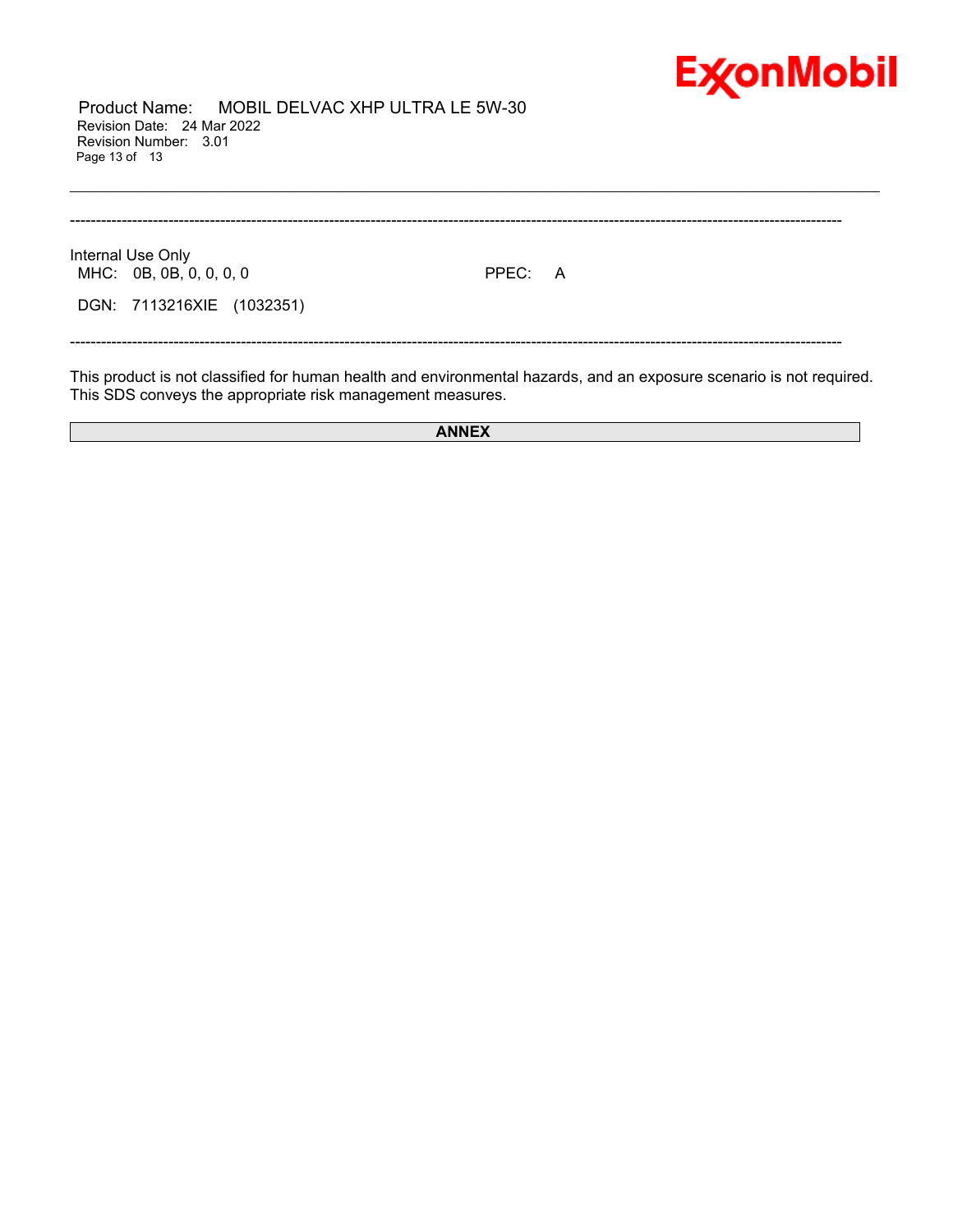---

Internal Use Only
MHC: 0B, 0B, 0, 0, 0, 0 PPEC: A

DGN: 7113216XIE (1032351)

---

This product is not classified for human health and environmental hazards, and an exposure scenario is not required. This SDS conveys the appropriate risk management measures.

## ANNEX